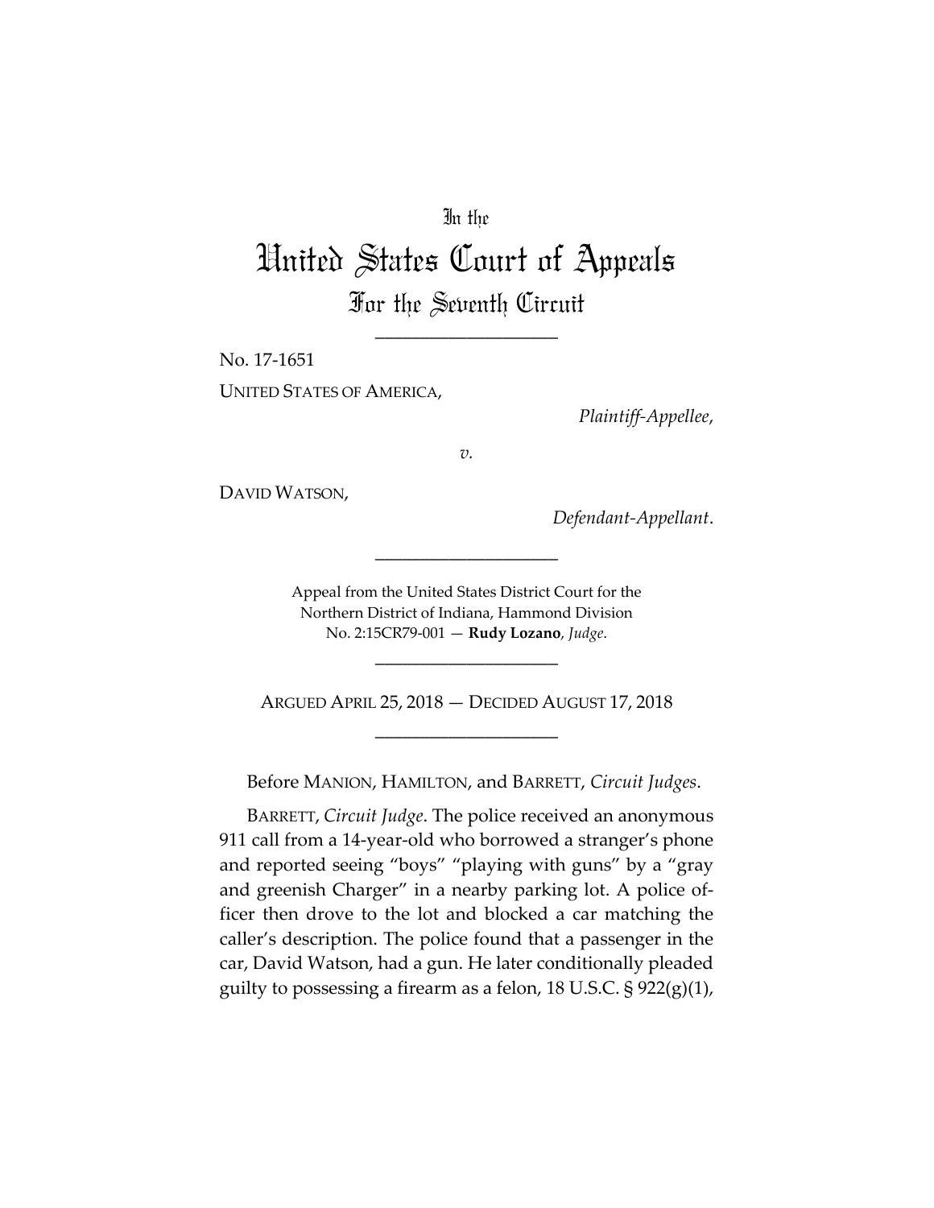In the

# United States Court of Appeals

## For the Seventh Circuit

---

No. 17-1651

UNITED STATES OF AMERICA,

*Plaintiff-Appellee*,

*v.*

DAVID WATSON,

*Defendant-Appellant*.

---

Appeal from the United States District Court for the Northern District of Indiana, Hammond Division
No. 2:15CR79-001 — **Rudy Lozano**, *Judge*.

---

ARGUED APRIL 25, 2018 — DECIDED AUGUST 17, 2018

---

Before MANION, HAMILTON, and BARRETT, *Circuit Judges*.

BARRETT, *Circuit Judge*. The police received an anonymous 911 call from a 14-year-old who borrowed a stranger's phone and reported seeing "boys" "playing with guns" by a "gray and greenish Charger" in a nearby parking lot. A police officer then drove to the lot and blocked a car matching the caller's description. The police found that a passenger in the car, David Watson, had a gun. He later conditionally pleaded guilty to possessing a firearm as a felon, 18 U.S.C. § 922(g)(1),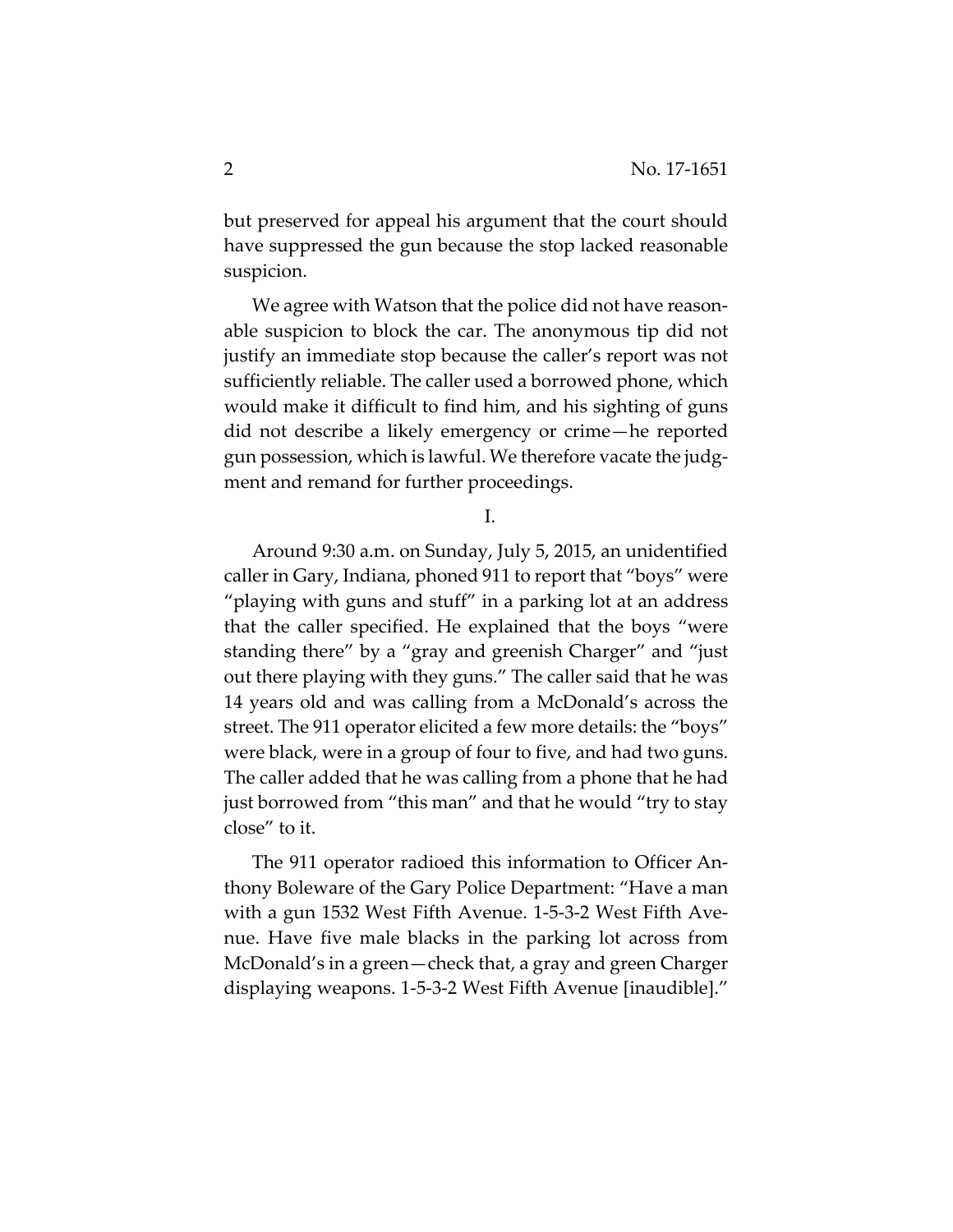but preserved for appeal his argument that the court should have suppressed the gun because the stop lacked reasonable suspicion.

We agree with Watson that the police did not have reasonable suspicion to block the car. The anonymous tip did not justify an immediate stop because the caller's report was not sufficiently reliable. The caller used a borrowed phone, which would make it difficult to find him, and his sighting of guns did not describe a likely emergency or crime—he reported gun possession, which is lawful. We therefore vacate the judgment and remand for further proceedings.

I.

Around 9:30 a.m. on Sunday, July 5, 2015, an unidentified caller in Gary, Indiana, phoned 911 to report that "boys" were "playing with guns and stuff" in a parking lot at an address that the caller specified. He explained that the boys "were standing there" by a "gray and greenish Charger" and "just out there playing with they guns." The caller said that he was 14 years old and was calling from a McDonald's across the street. The 911 operator elicited a few more details: the "boys" were black, were in a group of four to five, and had two guns. The caller added that he was calling from a phone that he had just borrowed from "this man" and that he would "try to stay close" to it.

The 911 operator radioed this information to Officer Anthony Boleware of the Gary Police Department: "Have a man with a gun 1532 West Fifth Avenue. 1-5-3-2 West Fifth Avenue. Have five male blacks in the parking lot across from McDonald's in a green—check that, a gray and green Charger displaying weapons. 1-5-3-2 West Fifth Avenue [inaudible]."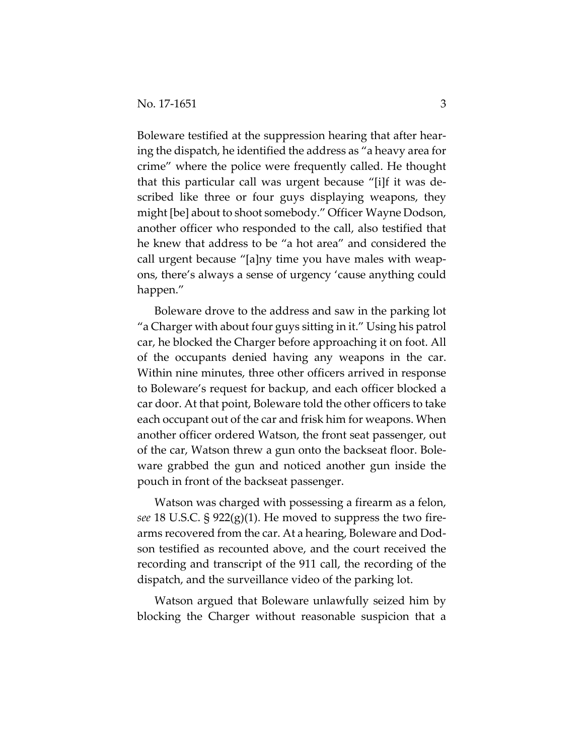Boleware testified at the suppression hearing that after hearing the dispatch, he identified the address as "a heavy area for crime" where the police were frequently called. He thought that this particular call was urgent because "[i]f it was described like three or four guys displaying weapons, they might [be] about to shoot somebody." Officer Wayne Dodson, another officer who responded to the call, also testified that he knew that address to be "a hot area" and considered the call urgent because "[a]ny time you have males with weapons, there's always a sense of urgency 'cause anything could happen."

Boleware drove to the address and saw in the parking lot "a Charger with about four guys sitting in it." Using his patrol car, he blocked the Charger before approaching it on foot. All of the occupants denied having any weapons in the car. Within nine minutes, three other officers arrived in response to Boleware's request for backup, and each officer blocked a car door. At that point, Boleware told the other officers to take each occupant out of the car and frisk him for weapons. When another officer ordered Watson, the front seat passenger, out of the car, Watson threw a gun onto the backseat floor. Boleware grabbed the gun and noticed another gun inside the pouch in front of the backseat passenger.

Watson was charged with possessing a firearm as a felon, *see* 18 U.S.C. § 922(g)(1). He moved to suppress the two firearms recovered from the car. At a hearing, Boleware and Dodson testified as recounted above, and the court received the recording and transcript of the 911 call, the recording of the dispatch, and the surveillance video of the parking lot.

Watson argued that Boleware unlawfully seized him by blocking the Charger without reasonable suspicion that a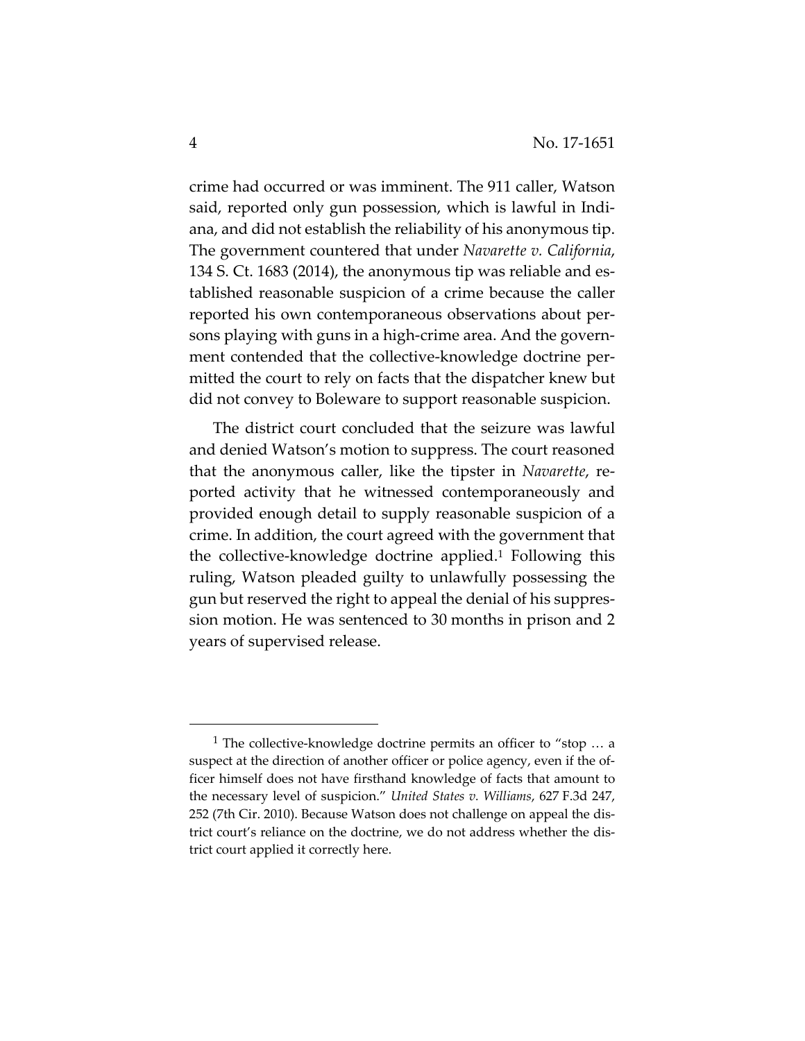crime had occurred or was imminent. The 911 caller, Watson said, reported only gun possession, which is lawful in Indiana, and did not establish the reliability of his anonymous tip. The government countered that under *Navarette v. California*, 134 S. Ct. 1683 (2014), the anonymous tip was reliable and established reasonable suspicion of a crime because the caller reported his own contemporaneous observations about persons playing with guns in a high-crime area. And the government contended that the collective-knowledge doctrine permitted the court to rely on facts that the dispatcher knew but did not convey to Boleware to support reasonable suspicion.

The district court concluded that the seizure was lawful and denied Watson's motion to suppress. The court reasoned that the anonymous caller, like the tipster in *Navarette*, reported activity that he witnessed contemporaneously and provided enough detail to supply reasonable suspicion of a crime. In addition, the court agreed with the government that the collective-knowledge doctrine applied.[1] Following this ruling, Watson pleaded guilty to unlawfully possessing the gun but reserved the right to appeal the denial of his suppression motion. He was sentenced to 30 months in prison and 2 years of supervised release.

---

[1] The collective-knowledge doctrine permits an officer to "stop … a suspect at the direction of another officer or police agency, even if the officer himself does not have firsthand knowledge of facts that amount to the necessary level of suspicion." *United States v. Williams*, 627 F.3d 247, 252 (7th Cir. 2010). Because Watson does not challenge on appeal the district court's reliance on the doctrine, we do not address whether the district court applied it correctly here.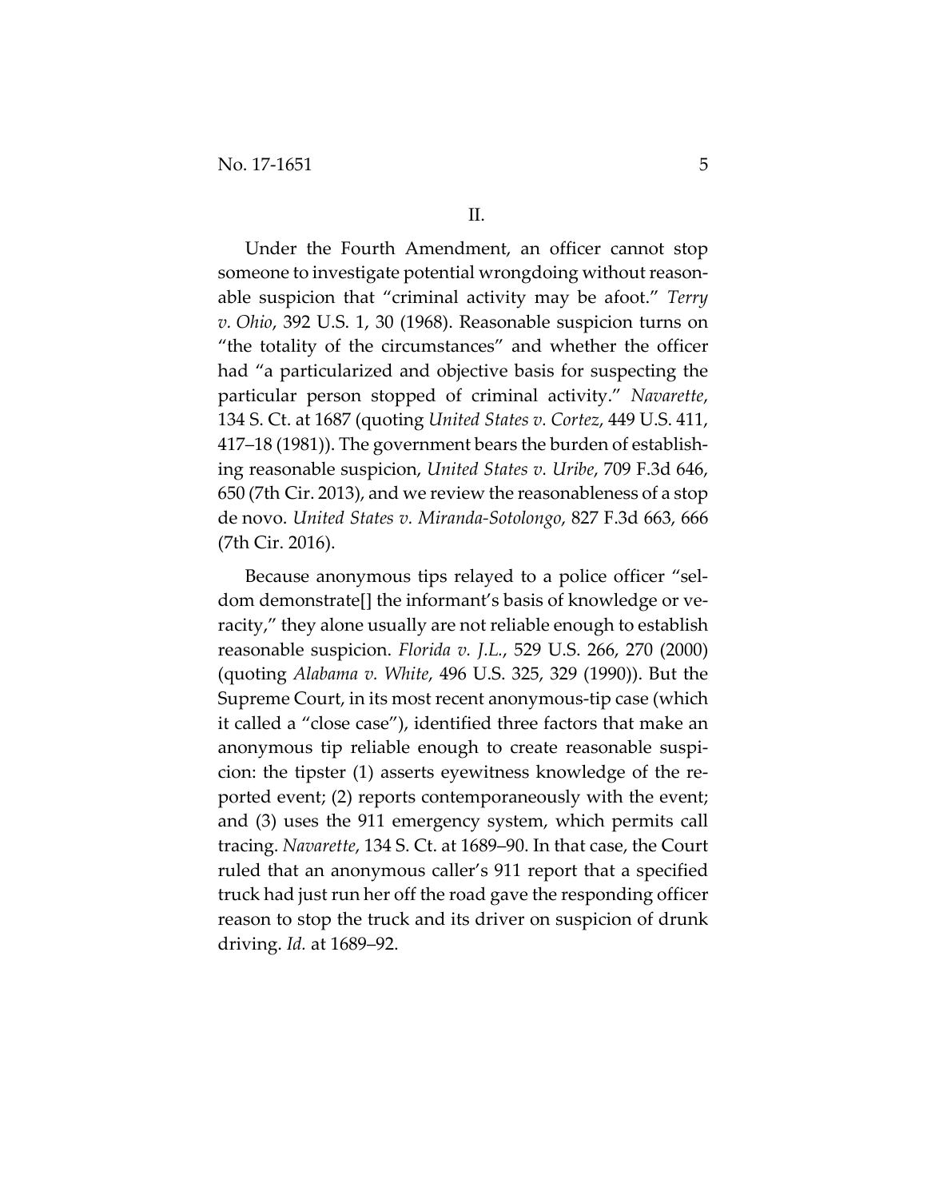## II.

Under the Fourth Amendment, an officer cannot stop someone to investigate potential wrongdoing without reasonable suspicion that "criminal activity may be afoot." *Terry v. Ohio*, 392 U.S. 1, 30 (1968). Reasonable suspicion turns on "the totality of the circumstances" and whether the officer had "a particularized and objective basis for suspecting the particular person stopped of criminal activity." *Navarette*, 134 S. Ct. at 1687 (quoting *United States v. Cortez*, 449 U.S. 411, 417–18 (1981)). The government bears the burden of establishing reasonable suspicion, *United States v. Uribe*, 709 F.3d 646, 650 (7th Cir. 2013), and we review the reasonableness of a stop de novo. *United States v. Miranda-Sotolongo*, 827 F.3d 663, 666 (7th Cir. 2016).

Because anonymous tips relayed to a police officer "seldom demonstrate[] the informant's basis of knowledge or veracity," they alone usually are not reliable enough to establish reasonable suspicion. *Florida v. J.L.*, 529 U.S. 266, 270 (2000) (quoting *Alabama v. White*, 496 U.S. 325, 329 (1990)). But the Supreme Court, in its most recent anonymous-tip case (which it called a "close case"), identified three factors that make an anonymous tip reliable enough to create reasonable suspicion: the tipster (1) asserts eyewitness knowledge of the reported event; (2) reports contemporaneously with the event; and (3) uses the 911 emergency system, which permits call tracing. *Navarette*, 134 S. Ct. at 1689–90. In that case, the Court ruled that an anonymous caller's 911 report that a specified truck had just run her off the road gave the responding officer reason to stop the truck and its driver on suspicion of drunk driving. *Id.* at 1689–92.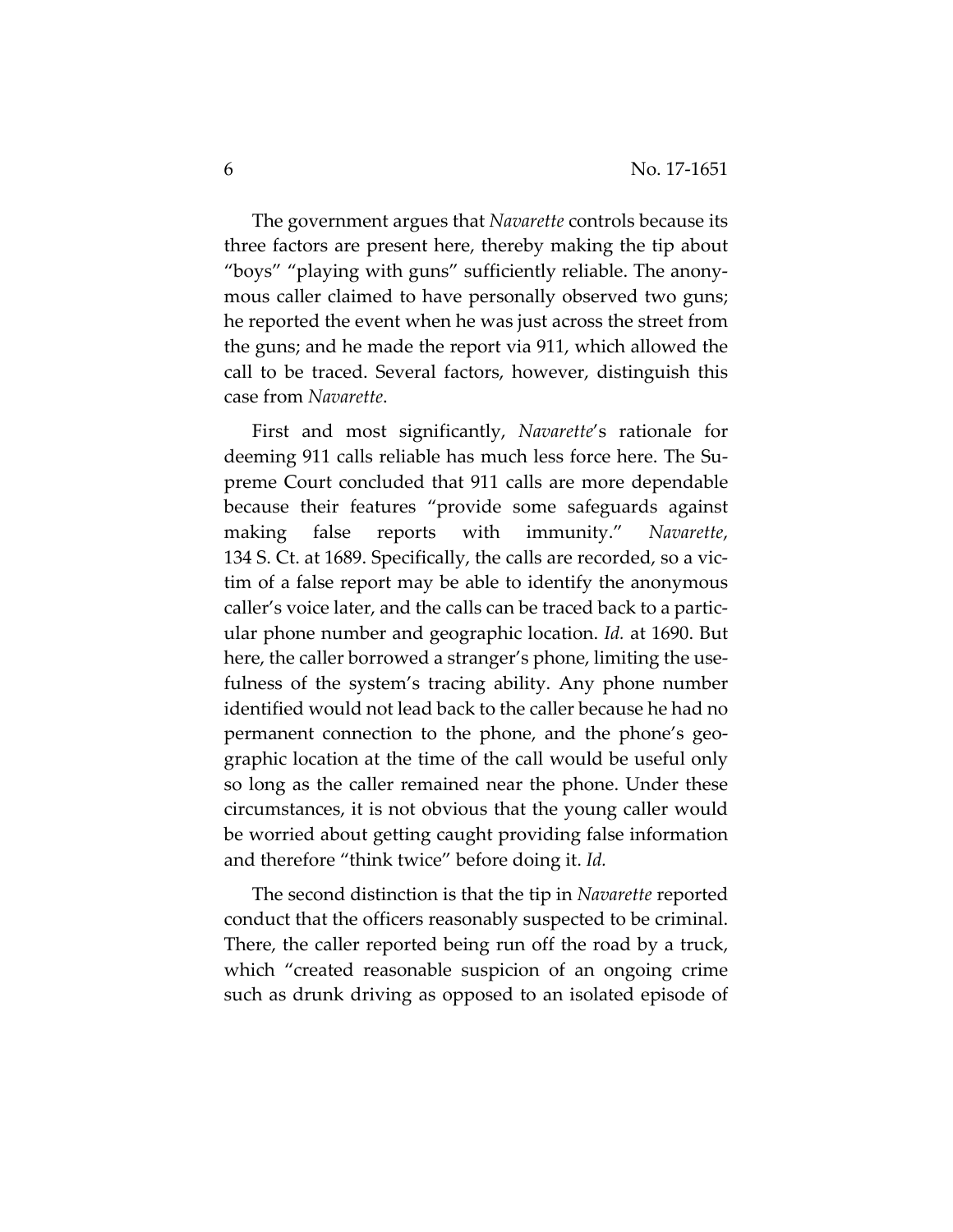The government argues that *Navarette* controls because its three factors are present here, thereby making the tip about "boys" "playing with guns" sufficiently reliable. The anonymous caller claimed to have personally observed two guns; he reported the event when he was just across the street from the guns; and he made the report via 911, which allowed the call to be traced. Several factors, however, distinguish this case from *Navarette*.

First and most significantly, *Navarette*'s rationale for deeming 911 calls reliable has much less force here. The Supreme Court concluded that 911 calls are more dependable because their features "provide some safeguards against making false reports with immunity." *Navarette*, 134 S. Ct. at 1689. Specifically, the calls are recorded, so a victim of a false report may be able to identify the anonymous caller's voice later, and the calls can be traced back to a particular phone number and geographic location. *Id.* at 1690. But here, the caller borrowed a stranger's phone, limiting the usefulness of the system's tracing ability. Any phone number identified would not lead back to the caller because he had no permanent connection to the phone, and the phone's geographic location at the time of the call would be useful only so long as the caller remained near the phone. Under these circumstances, it is not obvious that the young caller would be worried about getting caught providing false information and therefore "think twice" before doing it. *Id.*

The second distinction is that the tip in *Navarette* reported conduct that the officers reasonably suspected to be criminal. There, the caller reported being run off the road by a truck, which "created reasonable suspicion of an ongoing crime such as drunk driving as opposed to an isolated episode of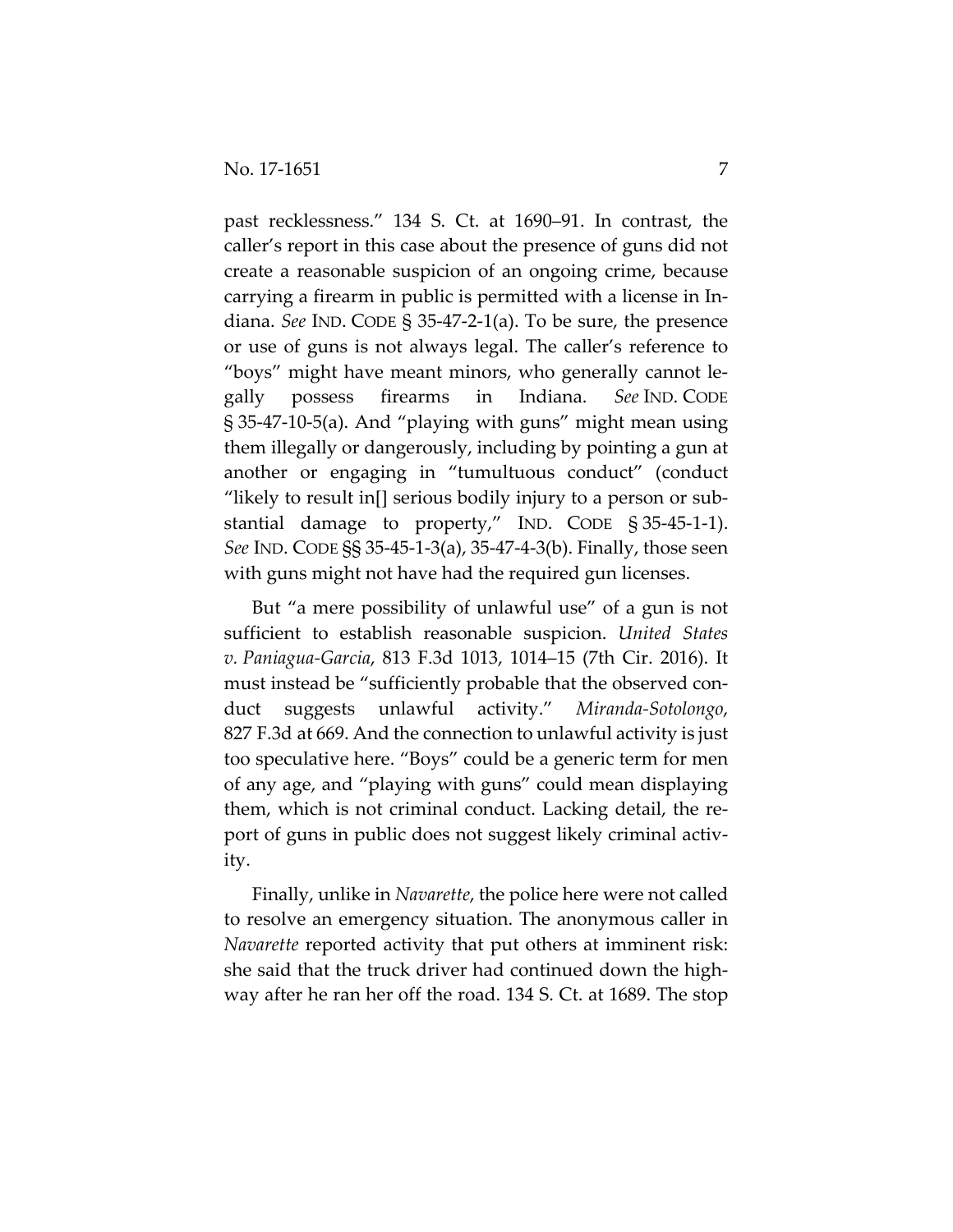past recklessness." 134 S. Ct. at 1690–91. In contrast, the caller's report in this case about the presence of guns did not create a reasonable suspicion of an ongoing crime, because carrying a firearm in public is permitted with a license in Indiana. *See* IND. CODE § 35-47-2-1(a). To be sure, the presence or use of guns is not always legal. The caller's reference to "boys" might have meant minors, who generally cannot legally possess firearms in Indiana. *See* IND. CODE § 35-47-10-5(a). And "playing with guns" might mean using them illegally or dangerously, including by pointing a gun at another or engaging in "tumultuous conduct" (conduct "likely to result in[] serious bodily injury to a person or substantial damage to property," IND. CODE § 35-45-1-1). *See* IND. CODE §§ 35-45-1-3(a), 35-47-4-3(b). Finally, those seen with guns might not have had the required gun licenses.

But "a mere possibility of unlawful use" of a gun is not sufficient to establish reasonable suspicion. *United States v. Paniagua-Garcia*, 813 F.3d 1013, 1014–15 (7th Cir. 2016). It must instead be "sufficiently probable that the observed conduct suggests unlawful activity." *Miranda-Sotolongo*, 827 F.3d at 669. And the connection to unlawful activity is just too speculative here. "Boys" could be a generic term for men of any age, and "playing with guns" could mean displaying them, which is not criminal conduct. Lacking detail, the report of guns in public does not suggest likely criminal activity.

Finally, unlike in *Navarette*, the police here were not called to resolve an emergency situation. The anonymous caller in *Navarette* reported activity that put others at imminent risk: she said that the truck driver had continued down the highway after he ran her off the road. 134 S. Ct. at 1689. The stop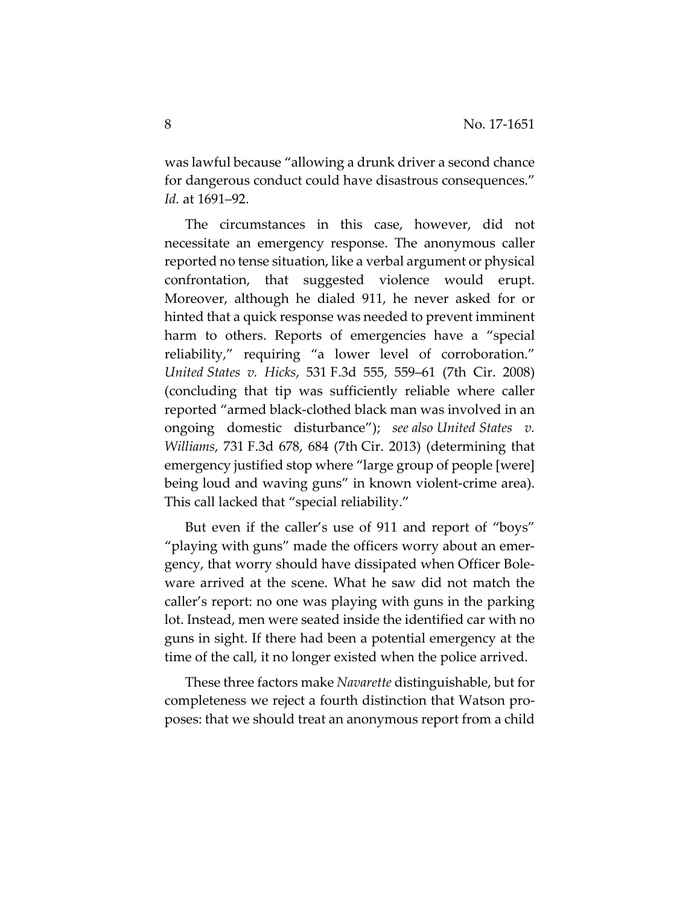was lawful because "allowing a drunk driver a second chance for dangerous conduct could have disastrous consequences." *Id.* at 1691–92.

The circumstances in this case, however, did not necessitate an emergency response. The anonymous caller reported no tense situation, like a verbal argument or physical confrontation, that suggested violence would erupt. Moreover, although he dialed 911, he never asked for or hinted that a quick response was needed to prevent imminent harm to others. Reports of emergencies have a "special reliability," requiring "a lower level of corroboration." *United States v. Hicks*, 531 F.3d 555, 559–61 (7th Cir. 2008) (concluding that tip was sufficiently reliable where caller reported "armed black-clothed black man was involved in an ongoing domestic disturbance"); *see also United States v. Williams*, 731 F.3d 678, 684 (7th Cir. 2013) (determining that emergency justified stop where "large group of people [were] being loud and waving guns" in known violent-crime area). This call lacked that "special reliability."

But even if the caller's use of 911 and report of "boys" "playing with guns" made the officers worry about an emergency, that worry should have dissipated when Officer Boleware arrived at the scene. What he saw did not match the caller's report: no one was playing with guns in the parking lot. Instead, men were seated inside the identified car with no guns in sight. If there had been a potential emergency at the time of the call, it no longer existed when the police arrived.

These three factors make *Navarette* distinguishable, but for completeness we reject a fourth distinction that Watson proposes: that we should treat an anonymous report from a child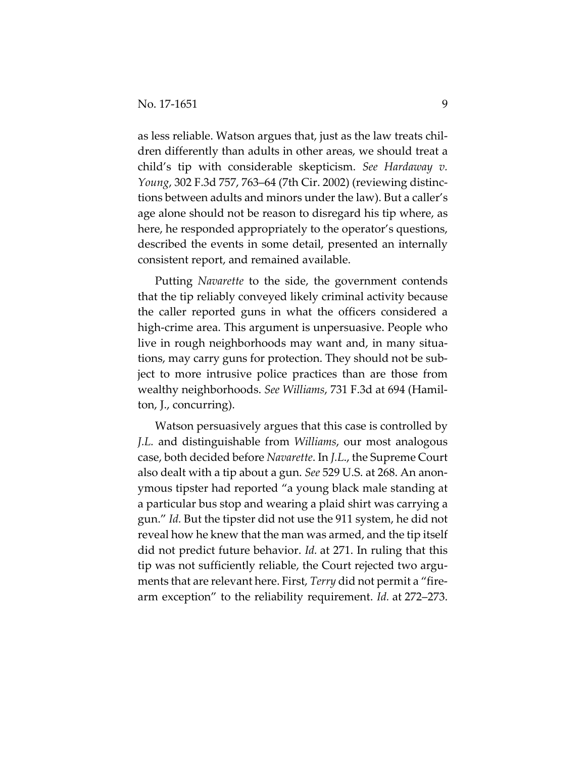as less reliable. Watson argues that, just as the law treats children differently than adults in other areas, we should treat a child's tip with considerable skepticism. *See Hardaway v. Young*, 302 F.3d 757, 763–64 (7th Cir. 2002) (reviewing distinctions between adults and minors under the law). But a caller's age alone should not be reason to disregard his tip where, as here, he responded appropriately to the operator's questions, described the events in some detail, presented an internally consistent report, and remained available.

Putting *Navarette* to the side, the government contends that the tip reliably conveyed likely criminal activity because the caller reported guns in what the officers considered a high-crime area. This argument is unpersuasive. People who live in rough neighborhoods may want and, in many situations, may carry guns for protection. They should not be subject to more intrusive police practices than are those from wealthy neighborhoods. *See Williams*, 731 F.3d at 694 (Hamilton, J., concurring).

Watson persuasively argues that this case is controlled by *J.L.* and distinguishable from *Williams*, our most analogous case, both decided before *Navarette*. In *J.L.*, the Supreme Court also dealt with a tip about a gun. *See* 529 U.S. at 268. An anonymous tipster had reported "a young black male standing at a particular bus stop and wearing a plaid shirt was carrying a gun." *Id.* But the tipster did not use the 911 system, he did not reveal how he knew that the man was armed, and the tip itself did not predict future behavior. *Id.* at 271. In ruling that this tip was not sufficiently reliable, the Court rejected two arguments that are relevant here. First, *Terry* did not permit a "firearm exception" to the reliability requirement. *Id.* at 272–273.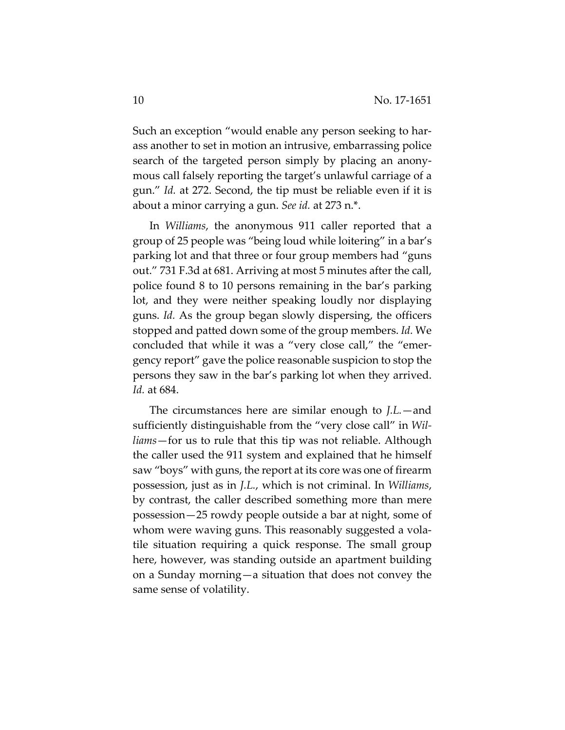Such an exception "would enable any person seeking to harass another to set in motion an intrusive, embarrassing police search of the targeted person simply by placing an anonymous call falsely reporting the target's unlawful carriage of a gun." *Id.* at 272. Second, the tip must be reliable even if it is about a minor carrying a gun. *See id.* at 273 n.*.

In *Williams*, the anonymous 911 caller reported that a group of 25 people was "being loud while loitering" in a bar's parking lot and that three or four group members had "guns out." 731 F.3d at 681. Arriving at most 5 minutes after the call, police found 8 to 10 persons remaining in the bar's parking lot, and they were neither speaking loudly nor displaying guns. *Id.* As the group began slowly dispersing, the officers stopped and patted down some of the group members. *Id.* We concluded that while it was a "very close call," the "emergency report" gave the police reasonable suspicion to stop the persons they saw in the bar's parking lot when they arrived. *Id.* at 684.

The circumstances here are similar enough to *J.L.*—and sufficiently distinguishable from the "very close call" in *Williams*—for us to rule that this tip was not reliable. Although the caller used the 911 system and explained that he himself saw "boys" with guns, the report at its core was one of firearm possession, just as in *J.L.*, which is not criminal. In *Williams*, by contrast, the caller described something more than mere possession—25 rowdy people outside a bar at night, some of whom were waving guns. This reasonably suggested a volatile situation requiring a quick response. The small group here, however, was standing outside an apartment building on a Sunday morning—a situation that does not convey the same sense of volatility.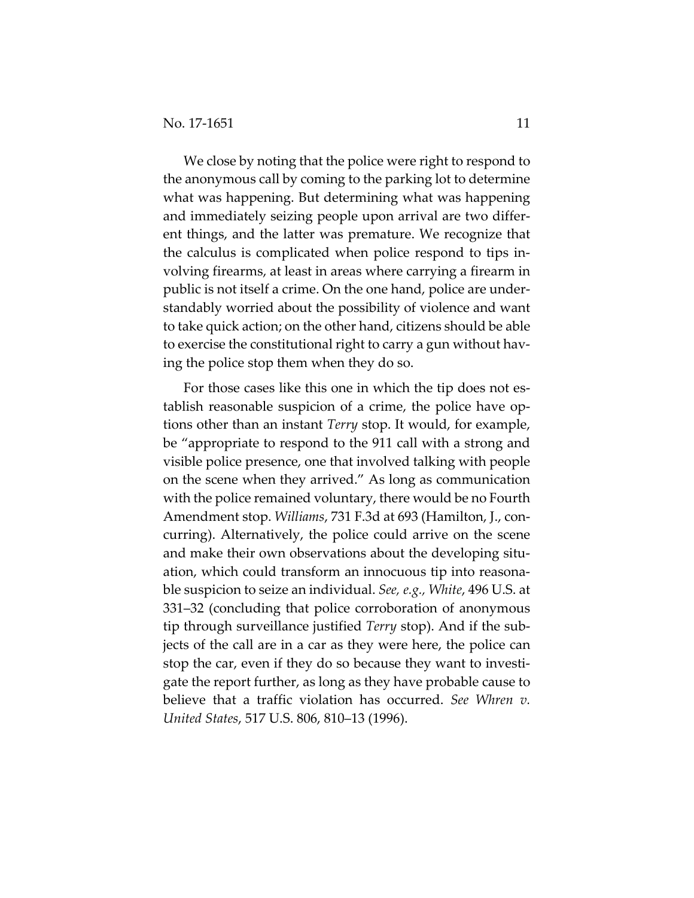We close by noting that the police were right to respond to the anonymous call by coming to the parking lot to determine what was happening. But determining what was happening and immediately seizing people upon arrival are two different things, and the latter was premature. We recognize that the calculus is complicated when police respond to tips involving firearms, at least in areas where carrying a firearm in public is not itself a crime. On the one hand, police are understandably worried about the possibility of violence and want to take quick action; on the other hand, citizens should be able to exercise the constitutional right to carry a gun without having the police stop them when they do so.

For those cases like this one in which the tip does not establish reasonable suspicion of a crime, the police have options other than an instant *Terry* stop. It would, for example, be "appropriate to respond to the 911 call with a strong and visible police presence, one that involved talking with people on the scene when they arrived." As long as communication with the police remained voluntary, there would be no Fourth Amendment stop. *Williams*, 731 F.3d at 693 (Hamilton, J., concurring). Alternatively, the police could arrive on the scene and make their own observations about the developing situation, which could transform an innocuous tip into reasonable suspicion to seize an individual. *See, e.g., White*, 496 U.S. at 331–32 (concluding that police corroboration of anonymous tip through surveillance justified *Terry* stop). And if the subjects of the call are in a car as they were here, the police can stop the car, even if they do so because they want to investigate the report further, as long as they have probable cause to believe that a traffic violation has occurred. *See Whren v. United States*, 517 U.S. 806, 810–13 (1996).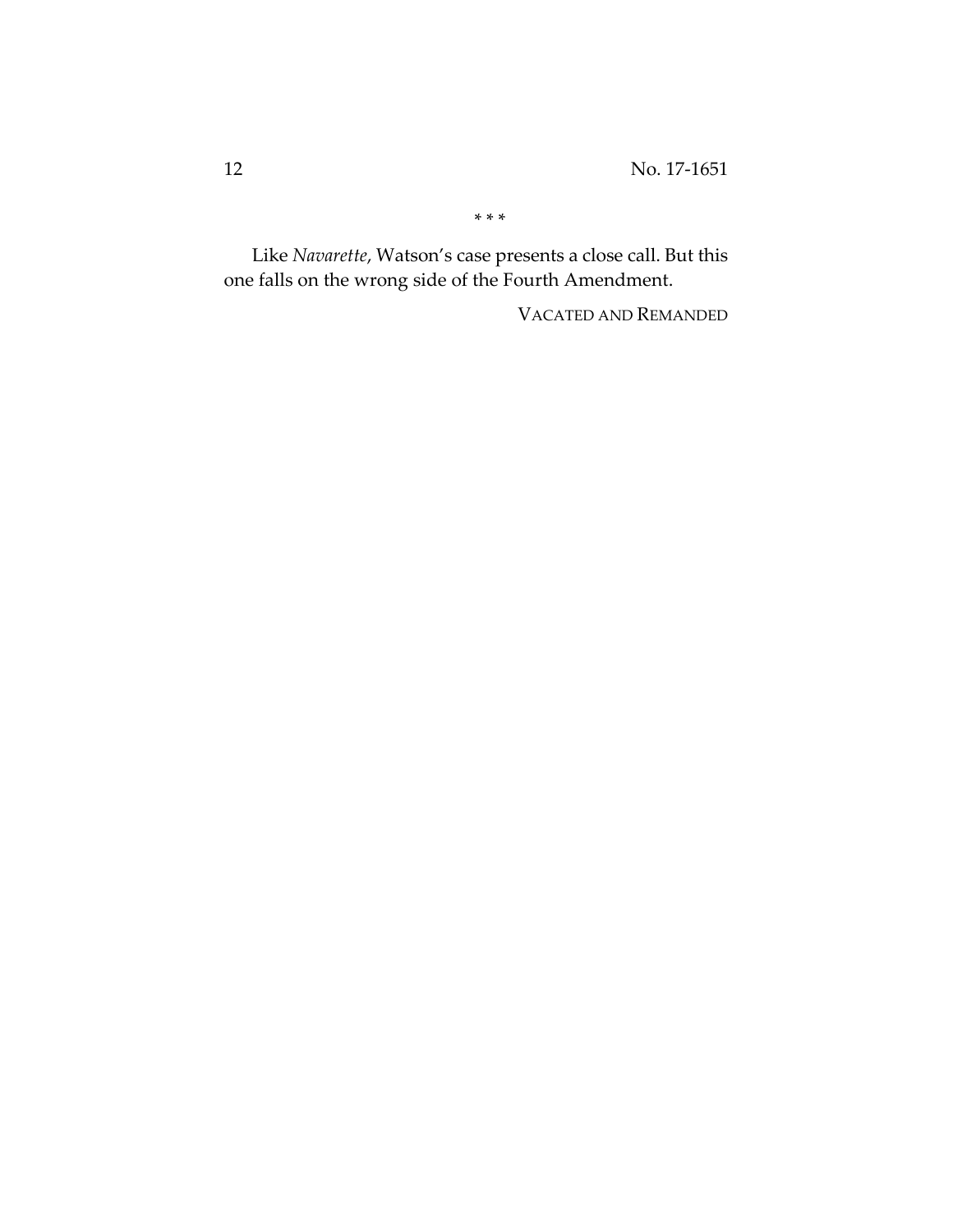\* \* \*

Like *Navarette*, Watson's case presents a close call. But this one falls on the wrong side of the Fourth Amendment.

VACATED AND REMANDED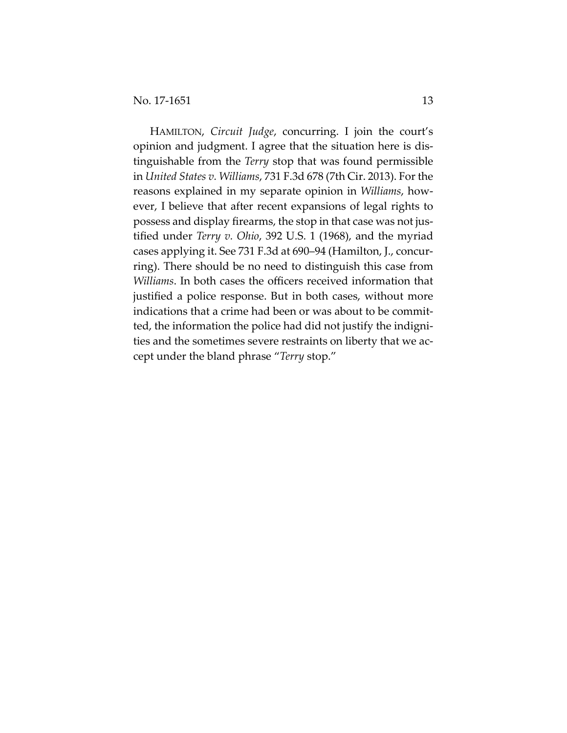HAMILTON, *Circuit Judge*, concurring. I join the court's opinion and judgment. I agree that the situation here is distinguishable from the *Terry* stop that was found permissible in *United States v. Williams*, 731 F.3d 678 (7th Cir. 2013). For the reasons explained in my separate opinion in *Williams*, however, I believe that after recent expansions of legal rights to possess and display firearms, the stop in that case was not justified under *Terry v. Ohio*, 392 U.S. 1 (1968), and the myriad cases applying it. See 731 F.3d at 690–94 (Hamilton, J., concurring). There should be no need to distinguish this case from *Williams*. In both cases the officers received information that justified a police response. But in both cases, without more indications that a crime had been or was about to be committed, the information the police had did not justify the indignities and the sometimes severe restraints on liberty that we accept under the bland phrase "*Terry* stop."